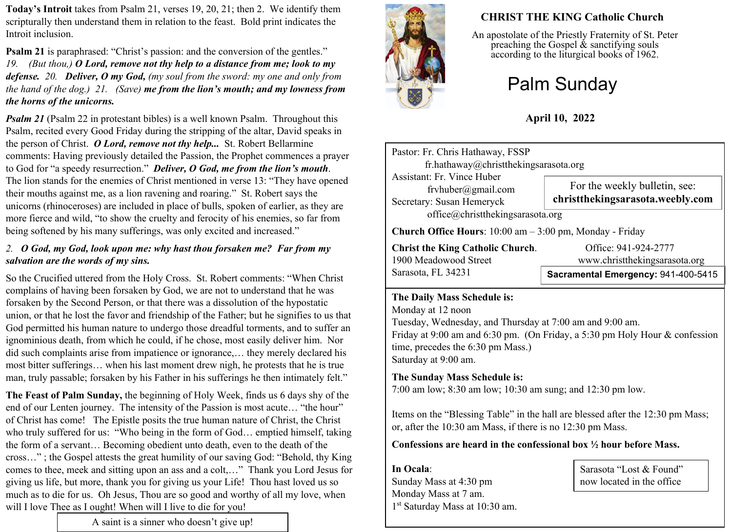**Today's Introit** takes from Psalm 21, verses 19, 20, 21; then 2. We identify them scripturally then understand them in relation to the feast. Bold print indicates the Introit inclusion.

**Psalm 21** is paraphrased: "Christ's passion: and the conversion of the gentles."
*19. (But thou,)* ***O Lord, remove not thy help to a distance from me; look to my defense.*** *20.* ***Deliver, O my God,*** *(my soul from the sword: my one and only from the hand of the dog.) 21. (Save)* ***me from the lion's mouth; and my lowness from the horns of the unicorns.***

***Psalm 21*** (Psalm 22 in protestant bibles) is a well known Psalm. Throughout this Psalm, recited every Good Friday during the stripping of the altar, David speaks in the person of Christ. ***O Lord, remove not thy help...*** St. Robert Bellarmine comments: Having previously detailed the Passion, the Prophet commences a prayer to God for "a speedy resurrection." ***Deliver, O God, me from the lion's mouth***. The lion stands for the enemies of Christ mentioned in verse 13: "They have opened their mouths against me, as a lion ravening and roaring." St. Robert says the unicorns (rhinoceroses) are included in place of bulls, spoken of earlier, as they are more fierce and wild, "to show the cruelty and ferocity of his enemies, so far from being softened by his many sufferings, was only excited and increased."

*2.* ***O God, my God, look upon me: why hast thou forsaken me? Far from my salvation are the words of my sins.***

So the Crucified uttered from the Holy Cross. St. Robert comments: "When Christ complains of having been forsaken by God, we are not to understand that he was forsaken by the Second Person, or that there was a dissolution of the hypostatic union, or that he lost the favor and friendship of the Father; but he signifies to us that God permitted his human nature to undergo those dreadful torments, and to suffer an ignominious death, from which he could, if he chose, most easily deliver him. Nor did such complaints arise from impatience or ignorance,… they merely declared his most bitter sufferings… when his last moment drew nigh, he protests that he is true man, truly passable; forsaken by his Father in his sufferings he then intimately felt."

**The Feast of Palm Sunday,** the beginning of Holy Week, finds us 6 days shy of the end of our Lenten journey. The intensity of the Passion is most acute… "the hour" of Christ has come! The Epistle posits the true human nature of Christ, the Christ who truly suffered for us: "Who being in the form of God… emptied himself, taking the form of a servant… Becoming obedient unto death, even to the death of the cross…" ; the Gospel attests the great humility of our saving God: "Behold, thy King comes to thee, meek and sitting upon an ass and a colt,…" Thank you Lord Jesus for giving us life, but more, thank you for giving us your Life! Thou hast loved us so much as to die for us. Oh Jesus, Thou are so good and worthy of all my love, when will I love Thee as I ought! When will I live to die for you!

A saint is a sinner who doesn't give up!

**CHRIST THE KING Catholic Church**

An apostolate of the Priestly Fraternity of St. Peter preaching the Gospel & sanctifying souls according to the liturgical books of 1962.

# Palm Sunday

**April 10, 2022**

Pastor: Fr. Chris Hathaway, FSSP
fr.hathaway@christthekingsarasota.org
Assistant: Fr. Vince Huber
frvhuber@gmail.com
Secretary: Susan Hemeryck
office@christthekingsarasota.org

For the weekly bulletin, see:
**christthekingsarasota.weebly.com**

**Church Office Hours**: 10:00 am – 3:00 pm, Monday - Friday

**Christ the King Catholic Church**.
1900 Meadowood Street
Sarasota, FL 34231

Office: 941-924-2777
www.christthekingsarasota.org

**Sacramental Emergency:** 941-400-5415

**The Daily Mass Schedule is:**
Monday at 12 noon
Tuesday, Wednesday, and Thursday at 7:00 am and 9:00 am.
Friday at 9:00 am and 6:30 pm. (On Friday, a 5:30 pm Holy Hour & confession time, precedes the 6:30 pm Mass.)
Saturday at 9:00 am.

**The Sunday Mass Schedule is:**
7:00 am low; 8:30 am low; 10:30 am sung; and 12:30 pm low.

Items on the "Blessing Table" in the hall are blessed after the 12:30 pm Mass; or, after the 10:30 am Mass, if there is no 12:30 pm Mass.

**Confessions are heard in the confessional box ½ hour before Mass.**

**In Ocala**:
Sunday Mass at 4:30 pm
Monday Mass at 7 am.
1st Saturday Mass at 10:30 am.

Sarasota "Lost & Found" now located in the office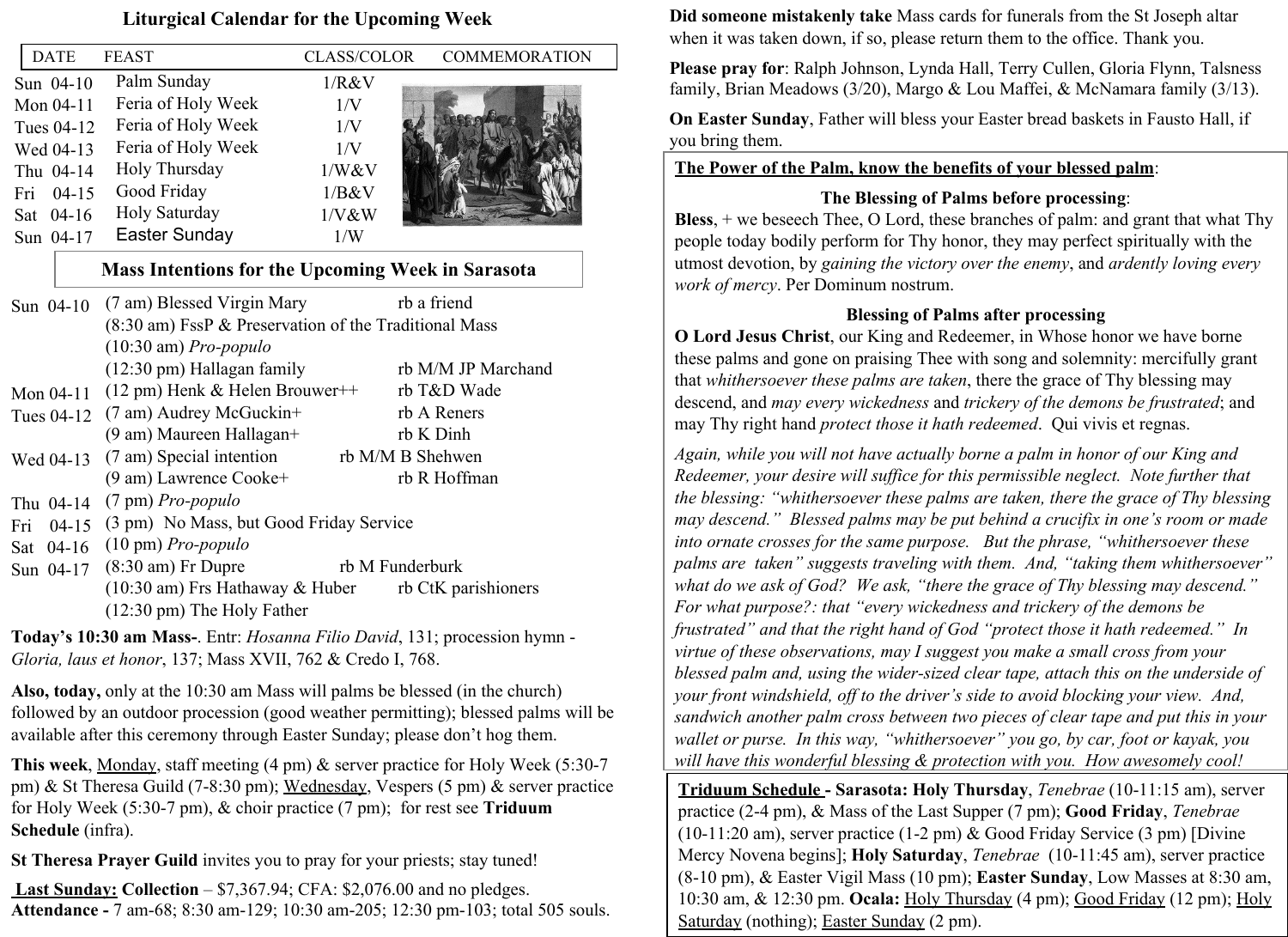## Liturgical Calendar for the Upcoming Week

| DATE | FEAST | CLASS/COLOR | COMMEMORATION |
|---|---|---|---|
| Sun 04-10 | Palm Sunday | 1/R&V | |
| Mon 04-11 | Feria of Holy Week | 1/V | |
| Tues 04-12 | Feria of Holy Week | 1/V | |
| Wed 04-13 | Feria of Holy Week | 1/V | |
| Thu 04-14 | Holy Thursday | 1/W&V | |
| Fri 04-15 | Good Friday | 1/B&V | |
| Sat 04-16 | Holy Saturday | 1/V&W | |
| Sun 04-17 | Easter Sunday | 1/W | |

## Mass Intentions for the Upcoming Week in Sarasota

| | | |
|---|---|---|
| Sun 04-10 | (7 am) Blessed Virgin Mary | rb a friend |
| | (8:30 am) FssP & Preservation of the Traditional Mass | |
| | (10:30 am) *Pro-populo* | |
| | (12:30 pm) Hallagan family | rb M/M JP Marchand |
| Mon 04-11 | (12 pm) Henk & Helen Brouwer++ | rb T&D Wade |
| Tues 04-12 | (7 am) Audrey McGuckin+ | rb A Reners |
| | (9 am) Maureen Hallagan+ | rb K Dinh |
| Wed 04-13 | (7 am) Special intention | rb M/M B Shehwen |
| | (9 am) Lawrence Cooke+ | rb R Hoffman |
| Thu 04-14 | (7 pm) *Pro-populo* | |
| Fri 04-15 | (3 pm) No Mass, but Good Friday Service | |
| Sat 04-16 | (10 pm) *Pro-populo* | |
| Sun 04-17 | (8:30 am) Fr Dupre | rb M Funderburk |
| | (10:30 am) Frs Hathaway & Huber | rb CtK parishioners |
| | (12:30 pm) The Holy Father | |

**Today's 10:30 am Mass-**. Entr: *Hosanna Filio David*, 131; procession hymn - *Gloria, laus et honor*, 137; Mass XVII, 762 & Credo I, 768.

**Also, today,** only at the 10:30 am Mass will palms be blessed (in the church) followed by an outdoor procession (good weather permitting); blessed palms will be available after this ceremony through Easter Sunday; please don't hog them.

**This week**, Monday, staff meeting (4 pm) & server practice for Holy Week (5:30-7 pm) & St Theresa Guild (7-8:30 pm); Wednesday, Vespers (5 pm) & server practice for Holy Week (5:30-7 pm), & choir practice (7 pm); for rest see **Triduum Schedule** (infra).

**St Theresa Prayer Guild** invites you to pray for your priests; stay tuned!

**Last Sunday: Collection** – $7,367.94; CFA: $2,076.00 and no pledges.
**Attendance -** 7 am-68; 8:30 am-129; 10:30 am-205; 12:30 pm-103; total 505 souls.

**Did someone mistakenly take** Mass cards for funerals from the St Joseph altar when it was taken down, if so, please return them to the office. Thank you.

**Please pray for**: Ralph Johnson, Lynda Hall, Terry Cullen, Gloria Flynn, Talsness family, Brian Meadows (3/20), Margo & Lou Maffei, & McNamara family (3/13).

**On Easter Sunday**, Father will bless your Easter bread baskets in Fausto Hall, if you bring them.

### The Power of the Palm, know the benefits of your blessed palm:

**The Blessing of Palms before processing**:

**Bless**, + we beseech Thee, O Lord, these branches of palm: and grant that what Thy people today bodily perform for Thy honor, they may perfect spiritually with the utmost devotion, by *gaining the victory over the enemy*, and *ardently loving every work of mercy*. Per Dominum nostrum.

**Blessing of Palms after processing**

**O Lord Jesus Christ**, our King and Redeemer, in Whose honor we have borne these palms and gone on praising Thee with song and solemnity: mercifully grant that *whithersoever these palms are taken*, there the grace of Thy blessing may descend, and *may every wickedness* and *trickery of the demons be frustrated*; and may Thy right hand *protect those it hath redeemed*. Qui vivis et regnas.

*Again, while you will not have actually borne a palm in honor of our King and Redeemer, your desire will suffice for this permissible neglect. Note further that the blessing: "whithersoever these palms are taken, there the grace of Thy blessing may descend." Blessed palms may be put behind a crucifix in one's room or made into ornate crosses for the same purpose. But the phrase, "whithersoever these palms are taken" suggests traveling with them. And, "taking them whithersoever" what do we ask of God? We ask, "there the grace of Thy blessing may descend." For what purpose?: that "every wickedness and trickery of the demons be frustrated" and that the right hand of God "protect those it hath redeemed." In virtue of these observations, may I suggest you make a small cross from your blessed palm and, using the wider-sized clear tape, attach this on the underside of your front windshield, off to the driver's side to avoid blocking your view. And, sandwich another palm cross between two pieces of clear tape and put this in your wallet or purse. In this way, "whithersoever" you go, by car, foot or kayak, you will have this wonderful blessing & protection with you. How awesomely cool!*

**Triduum Schedule - Sarasota: Holy Thursday**, *Tenebrae* (10-11:15 am), server practice (2-4 pm), & Mass of the Last Supper (7 pm); **Good Friday**, *Tenebrae* (10-11:20 am), server practice (1-2 pm) & Good Friday Service (3 pm) [Divine Mercy Novena begins]; **Holy Saturday**, *Tenebrae* (10-11:45 am), server practice (8-10 pm), & Easter Vigil Mass (10 pm); **Easter Sunday**, Low Masses at 8:30 am, 10:30 am, & 12:30 pm. **Ocala:** Holy Thursday (4 pm); Good Friday (12 pm); Holy Saturday (nothing); Easter Sunday (2 pm).